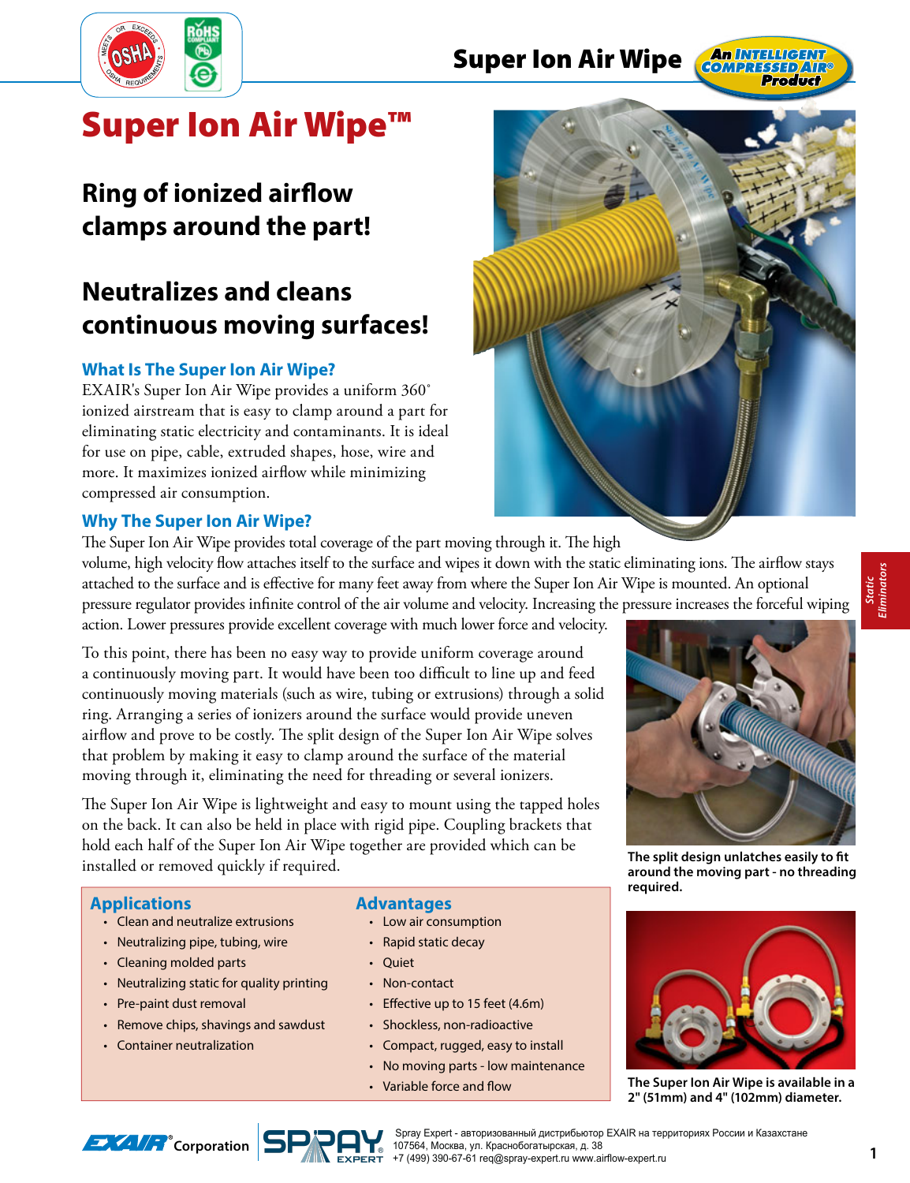# Super Ion Air Wipe™

## Ring of ionized airflow clamps around the part!

## Neutralizes and cleans continuous moving surfaces!

### What Is The Super Ion Air Wipe?

EXAIR's Super Ion Air Wipe provides a uniform 360° ionized airstream that is easy to clamp around a part for eliminating static electricity and contaminants. It is ideal for use on pipe, cable, extruded shapes, hose, wire and more. It maximizes ionized airflow while minimizing compressed air consumption.

### Why The Super Ion Air Wipe?

The Super Ion Air Wipe provides total coverage of the part moving through it. The high volume, high velocity flow attaches itself to the surface and wipes it down with the static eliminating ions. The airflow stays attached to the surface and is effective for many feet away from where the Super Ion Air Wipe is mounted. An optional pressure regulator provides infinite control of the air volume and velocity. Increasing the pressure increases the forceful wiping action. Lower pressures provide excellent coverage with much lower force and velocity.

To this point, there has been no easy way to provide uniform coverage around a continuously moving part. It would have been too difficult to line up and feed continuously moving materials (such as wire, tubing or extrusions) through a solid ring. Arranging a series of ionizers around the surface would provide uneven airflow and prove to be costly. The split design of the Super Ion Air Wipe solves that problem by making it easy to clamp around the surface of the material moving through it, eliminating the need for threading or several ionizers.

The Super Ion Air Wipe is lightweight and easy to mount using the tapped holes on the back. It can also be held in place with rigid pipe. Coupling brackets that hold each half of the Super Ion Air Wipe together are provided which can be installed or removed quickly if required.

**The split design unlatches easily to fit around the moving part - no threading required.**

**The Super Ion Air Wipe is available in a 2" (51mm) and 4" (102mm) diameter.**

### Applications

- Clean and neutralize extrusions
- Neutralizing pipe, tubing, wire
- Cleaning molded parts
- Neutralizing static for quality printing
- Pre-paint dust removal
- Remove chips, shavings and sawdust
- Container neutralization

### Advantages

- Low air consumption
- Rapid static decay
- Quiet
- Non-contact
- Effective up to 15 feet (4.6m)
- Shockless, non-radioactive
- Compact, rugged, easy to install
- No moving parts - low maintenance
- Variable force and flow

Spray Expert - авторизованный дистрибьютор EXAIR на территориях России и Казахстане
107564, Москва, ул. Красноборатырская, д. 38
+7 (499) 390-67-61 req@spray-expert.ru www.airflow-expert.ru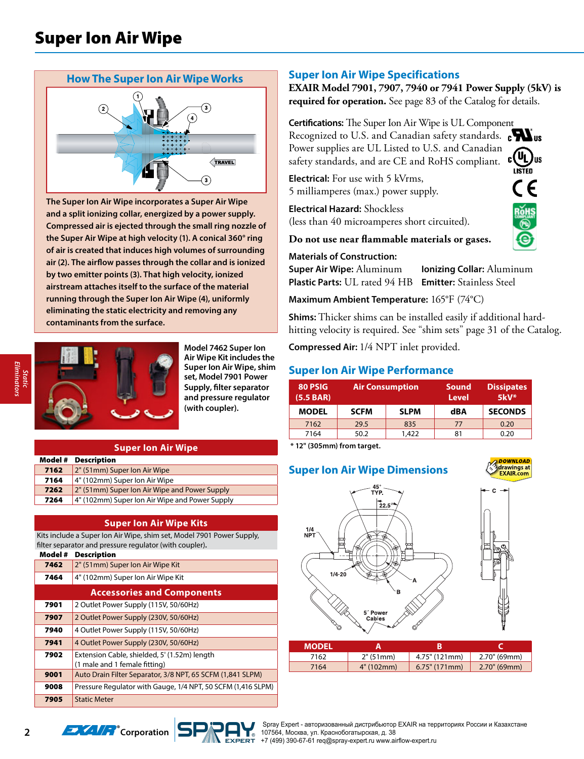# Super Ion Air Wipe

## How The Super Ion Air Wipe Works

1
2
3
4
3
TRAVEL

The Super Ion Air Wipe incorporates a Super Air Wipe and a split ionizing collar, energized by a power supply. Compressed air is ejected through the small ring nozzle of the Super Air Wipe at high velocity (1). A conical 360° ring of air is created that induces high volumes of surrounding air (2). The airflow passes through the collar and is ionized by two emitter points (3). That high velocity, ionized airstream attaches itself to the surface of the material running through the Super Ion Air Wipe (4), uniformly eliminating the static electricity and removing any contaminants from the surface.

Model 7462 Super Ion Air Wipe Kit includes the Super Ion Air Wipe, shim set, Model 7901 Power Supply, filter separator and pressure regulator (with coupler).

### Super Ion Air Wipe

| Model # | Description |
|---|---|
| 7162 | 2" (51mm) Super Ion Air Wipe |
| 7164 | 4" (102mm) Super Ion Air Wipe |
| 7262 | 2" (51mm) Super Ion Air Wipe and Power Supply |
| 7264 | 4" (102mm) Super Ion Air Wipe and Power Supply |

### Super Ion Air Wipe Kits

Kits include a Super Ion Air Wipe, shim set, Model 7901 Power Supply, filter separator and pressure regulator (with coupler).

| Model # | Description |
|---|---|
| 7462 | 2" (51mm) Super Ion Air Wipe Kit |
| 7464 | 4" (102mm) Super Ion Air Wipe Kit |

### Accessories and Components

| | |
|---|---|
| 7901 | 2 Outlet Power Supply (115V, 50/60Hz) |
| 7907 | 2 Outlet Power Supply (230V, 50/60Hz) |
| 7940 | 4 Outlet Power Supply (115V, 50/60Hz) |
| 7941 | 4 Outlet Power Supply (230V, 50/60Hz) |
| 7902 | Extension Cable, shielded, 5' (1.52m) length (1 male and 1 female fitting) |
| 9001 | Auto Drain Filter Separator, 3/8 NPT, 65 SCFM (1,841 SLPM) |
| 9008 | Pressure Regulator with Gauge, 1/4 NPT, 50 SCFM (1,416 SLPM) |
| 7905 | Static Meter |

## Super Ion Air Wipe Specifications

**EXAIR Model 7901, 7907, 7940 or 7941 Power Supply (5kV) is required for operation.** See page 83 of the Catalog for details.

**Certifications:** The Super Ion Air Wipe is UL Component Recognized to U.S. and Canadian safety standards. Power supplies are UL Listed to U.S. and Canadian safety standards, and are CE and RoHS compliant.

**Electrical:** For use with 5 kVrms, 5 milliamperes (max.) power supply.

**Electrical Hazard:** Shockless (less than 40 microamperes short circuited).

**Do not use near flammable materials or gases.**

**Materials of Construction:**
**Super Air Wipe:** Aluminum **Ionizing Collar:** Aluminum
**Plastic Parts:** UL rated 94 HB **Emitter:** Stainless Steel

**Maximum Ambient Temperature:** 165°F (74°C)

**Shims:** Thicker shims can be installed easily if additional hard-hitting velocity is required. See "shim sets" page 31 of the Catalog.

**Compressed Air:** 1/4 NPT inlet provided.

## Super Ion Air Wipe Performance

| 80 PSIG (5.5 BAR) | Air Consumption | | Sound Level | Dissipates 5kV* |
|---|---|---|---|---|
| MODEL | SCFM | SLPM | dBA | SECONDS |
| 7162 | 29.5 | 835 | 77 | 0.20 |
| 7164 | 50.2 | 1,422 | 81 | 0.20 |

\* 12" (305mm) from target.

## Super Ion Air Wipe Dimensions

DOWNLOAD drawings at EXAIR.com

45° TYP.
22.5°
1/4 NPT
1/4-20
A
B
5' Power Cables
C

| MODEL | A | B | C |
|---|---|---|---|
| 7162 | 2" (51mm) | 4.75" (121mm) | 2.70" (69mm) |
| 7164 | 4" (102mm) | 6.75" (171mm) | 2.70" (69mm) |

Spray Expert - авторизованный дистрибьютор EXAIR на территориях России и Казахстане
107564, Москва, ул. Краснобогатырская, д. 38
+7 (499) 390-67-61 req@spray-expert.ru www.airflow-expert.ru